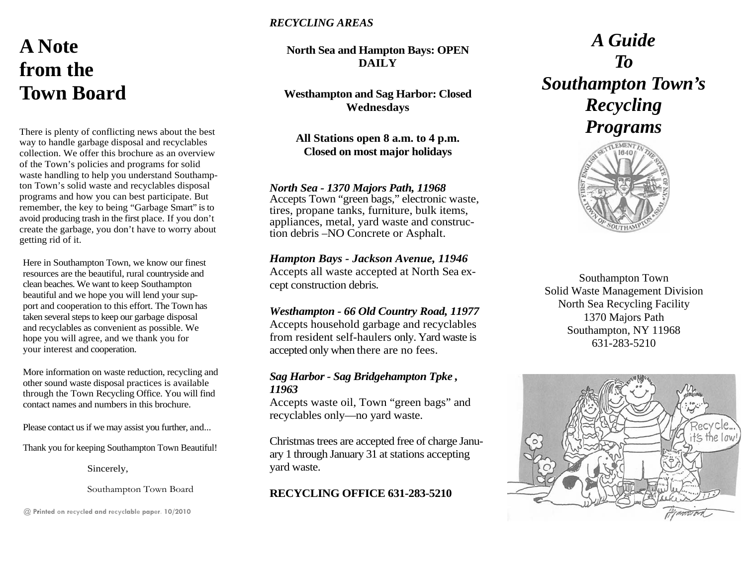# A Note from the Town Board

There is plenty of conflicting news about the best way to handle garbage disposal and recyclables collection. We offer this brochure as an overview of the Town's policies and programs for solid waste handling to help you understand Southampton Town's solid waste and recyclables disposal programs and how you can best participate. But remember, the key to being "Garbage Smart" is to avoid producing trash in the first place. If you don't create the garbage, you don't have to worry about getting rid of it.

Here in Southampton Town, we know our finest resources are the beautiful, rural countryside and clean beaches. We want to keep Southampton beautiful and we hope you will lend your support and cooperation to this effort. The Town has taken several steps to keep our garbage disposal and recyclables as convenient as possible. We hope you will agree, and we thank you for your interest and cooperation.

More information on waste reduction, recycling and other sound waste disposal practices is available through the Town Recycling Office. You will find contact names and numbers in this brochure.

Please contact us if we may assist you further, and...

Thank you for keeping Southampton Town Beautiful!

Sincerely,

Southampton Town Board

@ Printed on recycled and recyclable paper. 10/2010

***RECYCLING AREAS***

**North Sea and Hampton Bays: OPEN DAILY**

**Westhampton and Sag Harbor: Closed Wednesdays**

**All Stations open 8 a.m. to 4 p.m. Closed on most major holidays**

***North Sea - 1370 Majors Path, 11968***
Accepts Town "green bags," electronic waste, tires, propane tanks, furniture, bulk items, appliances, metal, yard waste and construction debris –NO Concrete or Asphalt.

***Hampton Bays - Jackson Avenue, 11946***
Accepts all waste accepted at North Sea except construction debris.

***Westhampton - 66 Old Country Road, 11977***
Accepts household garbage and recyclables from resident self-haulers only. Yard waste is accepted only when there are no fees.

***Sag Harbor - Sag Bridgehampton Tpke , 11963***
Accepts waste oil, Town "green bags" and recyclables only—no yard waste.

Christmas trees are accepted free of charge January 1 through January 31 at stations accepting yard waste.

**RECYCLING OFFICE 631-283-5210**

# *A Guide To Southampton Town's Recycling Programs*

Southampton Town
Solid Waste Management Division
North Sea Recycling Facility
1370 Majors Path
Southampton, NY 11968
631-283-5210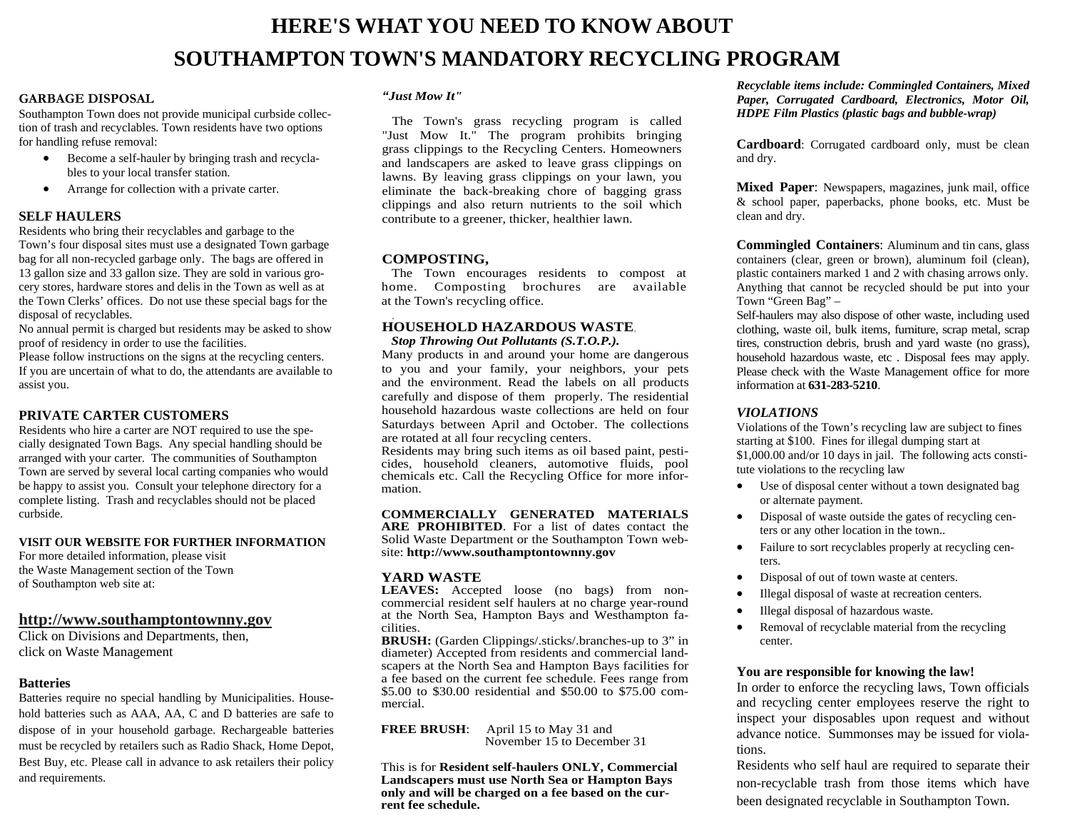# HERE'S WHAT YOU NEED TO KNOW ABOUT SOUTHAMPTON TOWN'S MANDATORY RECYCLING PROGRAM

## GARBAGE DISPOSAL

Southampton Town does not provide municipal curbside collection of trash and recyclables. Town residents have two options for handling refuse removal:

- Become a self-hauler by bringing trash and recyclables to your local transfer station.
- Arrange for collection with a private carter.

## SELF HAULERS

Residents who bring their recyclables and garbage to the Town's four disposal sites must use a designated Town garbage bag for all non-recycled garbage only. The bags are offered in 13 gallon size and 33 gallon size. They are sold in various grocery stores, hardware stores and delis in the Town as well as at the Town Clerks' offices. Do not use these special bags for the disposal of recyclables.

No annual permit is charged but residents may be asked to show proof of residency in order to use the facilities.

Please follow instructions on the signs at the recycling centers. If you are uncertain of what to do, the attendants are available to assist you.

## PRIVATE CARTER CUSTOMERS

Residents who hire a carter are NOT required to use the specially designated Town Bags. Any special handling should be arranged with your carter. The communities of Southampton Town are served by several local carting companies who would be happy to assist you. Consult your telephone directory for a complete listing. Trash and recyclables should not be placed curbside.

## VISIT OUR WEBSITE FOR FURTHER INFORMATION

For more detailed information, please visit the Waste Management section of the Town of Southampton web site at:

**http://www.southamptontownny.gov**

Click on Divisions and Departments, then, click on Waste Management

## Batteries

Batteries require no special handling by Municipalities. Household batteries such as AAA, AA, C and D batteries are safe to dispose of in your household garbage. Rechargeable batteries must be recycled by retailers such as Radio Shack, Home Depot, Best Buy, etc. Please call in advance to ask retailers their policy and requirements.

## *"Just Mow It"*

The Town's grass recycling program is called "Just Mow It." The program prohibits bringing grass clippings to the Recycling Centers. Homeowners and landscapers are asked to leave grass clippings on lawns. By leaving grass clippings on your lawn, you eliminate the back-breaking chore of bagging grass clippings and also return nutrients to the soil which contribute to a greener, thicker, healthier lawn.

## COMPOSTING,

The Town encourages residents to compost at home. Composting brochures are available at the Town's recycling office.

## HOUSEHOLD HAZARDOUS WASTE,

***Stop Throwing Out Pollutants (S.T.O.P.).***

Many products in and around your home are dangerous to you and your family, your neighbors, your pets and the environment. Read the labels on all products carefully and dispose of them properly. The residential household hazardous waste collections are held on four Saturdays between April and October. The collections are rotated at all four recycling centers.

Residents may bring such items as oil based paint, pesticides, household cleaners, automotive fluids, pool chemicals etc. Call the Recycling Office for more information.

**COMMERCIALLY GENERATED MATERIALS ARE PROHIBITED**. For a list of dates contact the Solid Waste Department or the Southampton Town website: **http://www.southamptontownny.gov**

## YARD WASTE

**LEAVES:** Accepted loose (no bags) from non-commercial resident self haulers at no charge year-round at the North Sea, Hampton Bays and Westhampton facilities.

**BRUSH:** (Garden Clippings/.sticks/.branches-up to 3" in diameter) Accepted from residents and commercial landscapers at the North Sea and Hampton Bays facilities for a fee based on the current fee schedule. Fees range from $5.00 to $30.00 residential and $50.00 to $75.00 commercial.

**FREE BRUSH**: April 15 to May 31 and November 15 to December 31

This is for **Resident self-haulers ONLY, Commercial Landscapers must use North Sea or Hampton Bays only and will be charged on a fee based on the current fee schedule.**

***Recyclable items include: Commingled Containers, Mixed Paper, Corrugated Cardboard, Electronics, Motor Oil, HDPE Film Plastics (plastic bags and bubble-wrap)***

**Cardboard**: Corrugated cardboard only, must be clean and dry.

**Mixed Paper**: Newspapers, magazines, junk mail, office & school paper, paperbacks, phone books, etc. Must be clean and dry.

**Commingled Containers**: Aluminum and tin cans, glass containers (clear, green or brown), aluminum foil (clean), plastic containers marked 1 and 2 with chasing arrows only. Anything that cannot be recycled should be put into your Town "Green Bag" –

Self-haulers may also dispose of other waste, including used clothing, waste oil, bulk items, furniture, scrap metal, scrap tires, construction debris, brush and yard waste (no grass), household hazardous waste, etc . Disposal fees may apply. Please check with the Waste Management office for more information at **631-283-5210**.

## *VIOLATIONS*

Violations of the Town's recycling law are subject to fines starting at $100. Fines for illegal dumping start at $1,000.00 and/or 10 days in jail. The following acts constitute violations to the recycling law

- Use of disposal center without a town designated bag or alternate payment.
- Disposal of waste outside the gates of recycling centers or any other location in the town..
- Failure to sort recyclables properly at recycling centers.
- Disposal of out of town waste at centers.
- Illegal disposal of waste at recreation centers.
- Illegal disposal of hazardous waste.
- Removal of recyclable material from the recycling center.

**You are responsible for knowing the law!**

In order to enforce the recycling laws, Town officials and recycling center employees reserve the right to inspect your disposables upon request and without advance notice. Summonses may be issued for violations.

Residents who self haul are required to separate their non-recyclable trash from those items which have been designated recyclable in Southampton Town.